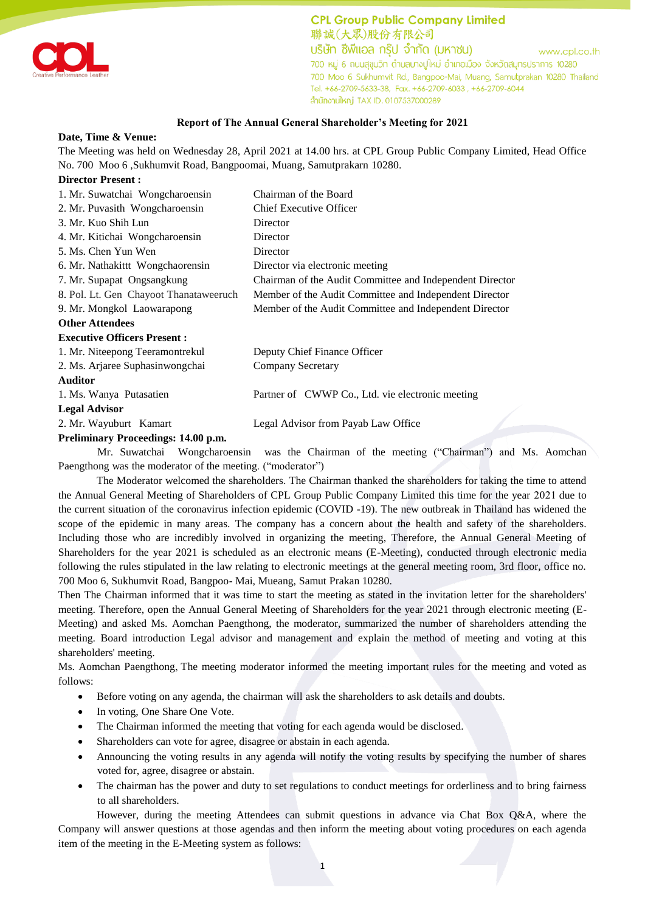# Report of The Annual General Shareholder's Meeting for 2021

**Date, Time & Venue:**

The Meeting was held on Wednesday 28, April 2021 at 14.00 hrs. at CPL Group Public Company Limited, Head Office No. 700 Moo 6 ,Sukhumvit Road, Bangpoomai, Muang, Samutprakarn 10280.

**Director Present :**

| | |
|---|---|
| 1. Mr. Suwatchai Wongcharoensin | Chairman of the Board |
| 2. Mr. Puvasith Wongcharoensin | Chief Executive Officer |
| 3. Mr. Kuo Shih Lun | Director |
| 4. Mr. Kitichai Wongcharoensin | Director |
| 5. Ms. Chen Yun Wen | Director |
| 6. Mr. Nathakittt Wongchaorensin | Director via electronic meeting |
| 7. Mr. Supapat Ongsangkung | Chairman of the Audit Committee and Independent Director |
| 8. Pol. Lt. Gen Chayoot Thanataweeruch | Member of the Audit Committee and Independent Director |
| 9. Mr. Mongkol Laowarapong | Member of the Audit Committee and Independent Director |

**Other Attendees**

**Executive Officers Present :**

| | |
|---|---|
| 1. Mr. Niteepong Teeramontrekul | Deputy Chief Finance Officer |
| 2. Ms. Arjaree Suphasinwongchai | Company Secretary |

**Auditor**

| | |
|---|---|
| 1. Ms. Wanya Putasatien | Partner of CWWP Co., Ltd. vie electronic meeting |

**Legal Advisor**

| | |
|---|---|
| 2. Mr. Wayuburt Kamart | Legal Advisor from Payab Law Office |

**Preliminary Proceedings: 14.00 p.m.**

Mr. Suwatchai Wongcharoensin was the Chairman of the meeting ("Chairman") and Ms. Aomchan Paengthong was the moderator of the meeting. ("moderator")

The Moderator welcomed the shareholders. The Chairman thanked the shareholders for taking the time to attend the Annual General Meeting of Shareholders of CPL Group Public Company Limited this time for the year 2021 due to the current situation of the coronavirus infection epidemic (COVID -19). The new outbreak in Thailand has widened the scope of the epidemic in many areas. The company has a concern about the health and safety of the shareholders. Including those who are incredibly involved in organizing the meeting, Therefore, the Annual General Meeting of Shareholders for the year 2021 is scheduled as an electronic means (E-Meeting), conducted through electronic media following the rules stipulated in the law relating to electronic meetings at the general meeting room, 3rd floor, office no. 700 Moo 6, Sukhumvit Road, Bangpoo- Mai, Mueang, Samut Prakan 10280.

Then The Chairman informed that it was time to start the meeting as stated in the invitation letter for the shareholders' meeting. Therefore, open the Annual General Meeting of Shareholders for the year 2021 through electronic meeting (E-Meeting) and asked Ms. Aomchan Paengthong, the moderator, summarized the number of shareholders attending the meeting. Board introduction Legal advisor and management and explain the method of meeting and voting at this shareholders' meeting.

Ms. Aomchan Paengthong, The meeting moderator informed the meeting important rules for the meeting and voted as follows:

- Before voting on any agenda, the chairman will ask the shareholders to ask details and doubts.
- In voting, One Share One Vote.
- The Chairman informed the meeting that voting for each agenda would be disclosed.
- Shareholders can vote for agree, disagree or abstain in each agenda.
- Announcing the voting results in any agenda will notify the voting results by specifying the number of shares voted for, agree, disagree or abstain.
- The chairman has the power and duty to set regulations to conduct meetings for orderliness and to bring fairness to all shareholders.

However, during the meeting Attendees can submit questions in advance via Chat Box Q&A, where the Company will answer questions at those agendas and then inform the meeting about voting procedures on each agenda item of the meeting in the E-Meeting system as follows: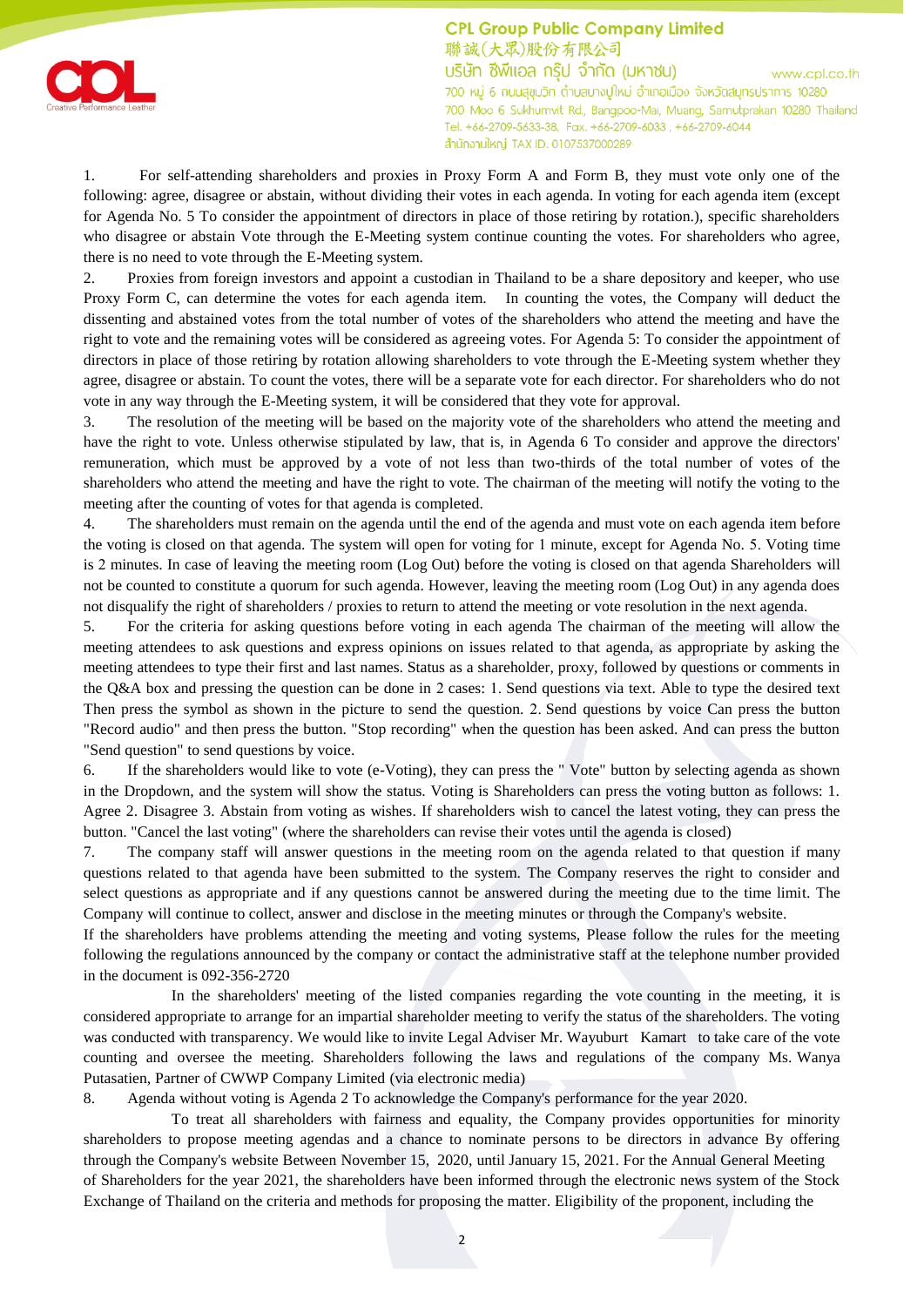1. For self-attending shareholders and proxies in Proxy Form A and Form B, they must vote only one of the following: agree, disagree or abstain, without dividing their votes in each agenda. In voting for each agenda item (except for Agenda No. 5 To consider the appointment of directors in place of those retiring by rotation.), specific shareholders who disagree or abstain Vote through the E-Meeting system continue counting the votes. For shareholders who agree, there is no need to vote through the E-Meeting system.
2. Proxies from foreign investors and appoint a custodian in Thailand to be a share depository and keeper, who use Proxy Form C, can determine the votes for each agenda item. In counting the votes, the Company will deduct the dissenting and abstained votes from the total number of votes of the shareholders who attend the meeting and have the right to vote and the remaining votes will be considered as agreeing votes. For Agenda 5: To consider the appointment of directors in place of those retiring by rotation allowing shareholders to vote through the E-Meeting system whether they agree, disagree or abstain. To count the votes, there will be a separate vote for each director. For shareholders who do not vote in any way through the E-Meeting system, it will be considered that they vote for approval.
3. The resolution of the meeting will be based on the majority vote of the shareholders who attend the meeting and have the right to vote. Unless otherwise stipulated by law, that is, in Agenda 6 To consider and approve the directors' remuneration, which must be approved by a vote of not less than two-thirds of the total number of votes of the shareholders who attend the meeting and have the right to vote. The chairman of the meeting will notify the voting to the meeting after the counting of votes for that agenda is completed.
4. The shareholders must remain on the agenda until the end of the agenda and must vote on each agenda item before the voting is closed on that agenda. The system will open for voting for 1 minute, except for Agenda No. 5. Voting time is 2 minutes. In case of leaving the meeting room (Log Out) before the voting is closed on that agenda Shareholders will not be counted to constitute a quorum for such agenda. However, leaving the meeting room (Log Out) in any agenda does not disqualify the right of shareholders / proxies to return to attend the meeting or vote resolution in the next agenda.
5. For the criteria for asking questions before voting in each agenda The chairman of the meeting will allow the meeting attendees to ask questions and express opinions on issues related to that agenda, as appropriate by asking the meeting attendees to type their first and last names. Status as a shareholder, proxy, followed by questions or comments in the Q&A box and pressing the question can be done in 2 cases: 1. Send questions via text. Able to type the desired text Then press the symbol as shown in the picture to send the question. 2. Send questions by voice Can press the button "Record audio" and then press the button. "Stop recording" when the question has been asked. And can press the button "Send question" to send questions by voice.
6. If the shareholders would like to vote (e-Voting), they can press the " Vote" button by selecting agenda as shown in the Dropdown, and the system will show the status. Voting is Shareholders can press the voting button as follows: 1. Agree 2. Disagree 3. Abstain from voting as wishes. If shareholders wish to cancel the latest voting, they can press the button. "Cancel the last voting" (where the shareholders can revise their votes until the agenda is closed)
7. The company staff will answer questions in the meeting room on the agenda related to that question if many questions related to that agenda have been submitted to the system. The Company reserves the right to consider and select questions as appropriate and if any questions cannot be answered during the meeting due to the time limit. The Company will continue to collect, answer and disclose in the meeting minutes or through the Company's website.

If the shareholders have problems attending the meeting and voting systems, Please follow the rules for the meeting following the regulations announced by the company or contact the administrative staff at the telephone number provided in the document is 092-356-2720

In the shareholders' meeting of the listed companies regarding the vote counting in the meeting, it is considered appropriate to arrange for an impartial shareholder meeting to verify the status of the shareholders. The voting was conducted with transparency. We would like to invite Legal Adviser Mr. Wayuburt Kamart to take care of the vote counting and oversee the meeting. Shareholders following the laws and regulations of the company Ms. Wanya Putasatien, Partner of CWWP Company Limited (via electronic media)

8. Agenda without voting is Agenda 2 To acknowledge the Company's performance for the year 2020.

To treat all shareholders with fairness and equality, the Company provides opportunities for minority shareholders to propose meeting agendas and a chance to nominate persons to be directors in advance By offering through the Company's website Between November 15, 2020, until January 15, 2021. For the Annual General Meeting of Shareholders for the year 2021, the shareholders have been informed through the electronic news system of the Stock Exchange of Thailand on the criteria and methods for proposing the matter. Eligibility of the proponent, including the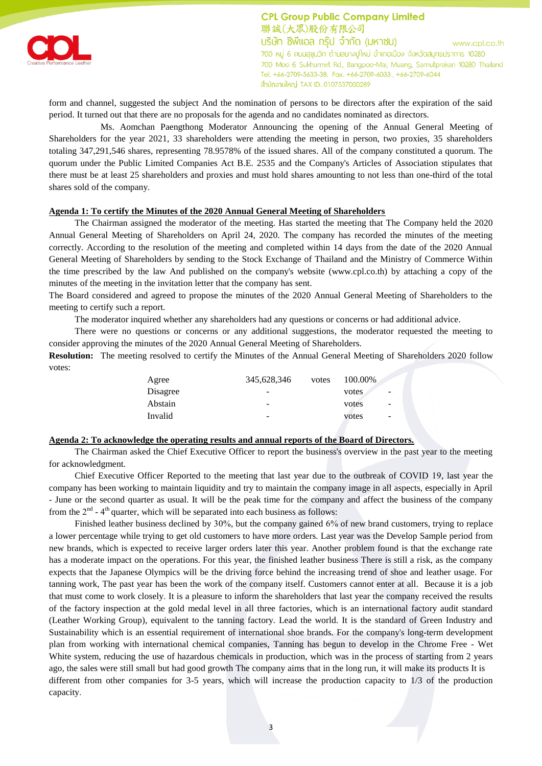form and channel, suggested the subject And the nomination of persons to be directors after the expiration of the said period. It turned out that there are no proposals for the agenda and no candidates nominated as directors.

Ms. Aomchan Paengthong Moderator Announcing the opening of the Annual General Meeting of Shareholders for the year 2021, 33 shareholders were attending the meeting in person, two proxies, 35 shareholders totaling 347,291,546 shares, representing 78.9578% of the issued shares. All of the company constituted a quorum. The quorum under the Public Limited Companies Act B.E. 2535 and the Company's Articles of Association stipulates that there must be at least 25 shareholders and proxies and must hold shares amounting to not less than one-third of the total shares sold of the company.

**Agenda 1: To certify the Minutes of the 2020 Annual General Meeting of Shareholders**

The Chairman assigned the moderator of the meeting. Has started the meeting that The Company held the 2020 Annual General Meeting of Shareholders on April 24, 2020. The company has recorded the minutes of the meeting correctly. According to the resolution of the meeting and completed within 14 days from the date of the 2020 Annual General Meeting of Shareholders by sending to the Stock Exchange of Thailand and the Ministry of Commerce Within the time prescribed by the law And published on the company's website (www.cpl.co.th) by attaching a copy of the minutes of the meeting in the invitation letter that the company has sent.

The Board considered and agreed to propose the minutes of the 2020 Annual General Meeting of Shareholders to the meeting to certify such a report.

The moderator inquired whether any shareholders had any questions or concerns or had additional advice.

There were no questions or concerns or any additional suggestions, the moderator requested the meeting to consider approving the minutes of the 2020 Annual General Meeting of Shareholders.

**Resolution:** The meeting resolved to certify the Minutes of the Annual General Meeting of Shareholders 2020 follow votes:

| | | | |
|---|---|---|---|
| Agree | 345,628,346 | votes | 100.00% |
| Disagree | - | votes | - |
| Abstain | - | votes | - |
| Invalid | - | votes | - |

**Agenda 2: To acknowledge the operating results and annual reports of the Board of Directors.**

The Chairman asked the Chief Executive Officer to report the business's overview in the past year to the meeting for acknowledgment.

Chief Executive Officer Reported to the meeting that last year due to the outbreak of COVID 19, last year the company has been working to maintain liquidity and try to maintain the company image in all aspects, especially in April - June or the second quarter as usual. It will be the peak time for the company and affect the business of the company from the 2nd - 4th quarter, which will be separated into each business as follows:

Finished leather business declined by 30%, but the company gained 6% of new brand customers, trying to replace a lower percentage while trying to get old customers to have more orders. Last year was the Develop Sample period from new brands, which is expected to receive larger orders later this year. Another problem found is that the exchange rate has a moderate impact on the operations. For this year, the finished leather business There is still a risk, as the company expects that the Japanese Olympics will be the driving force behind the increasing trend of shoe and leather usage. For tanning work, The past year has been the work of the company itself. Customers cannot enter at all. Because it is a job that must come to work closely. It is a pleasure to inform the shareholders that last year the company received the results of the factory inspection at the gold medal level in all three factories, which is an international factory audit standard (Leather Working Group), equivalent to the tanning factory. Lead the world. It is the standard of Green Industry and Sustainability which is an essential requirement of international shoe brands. For the company's long-term development plan from working with international chemical companies, Tanning has begun to develop in the Chrome Free - Wet White system, reducing the use of hazardous chemicals in production, which was in the process of starting from 2 years ago, the sales were still small but had good growth The company aims that in the long run, it will make its products It is different from other companies for 3-5 years, which will increase the production capacity to 1/3 of the production capacity.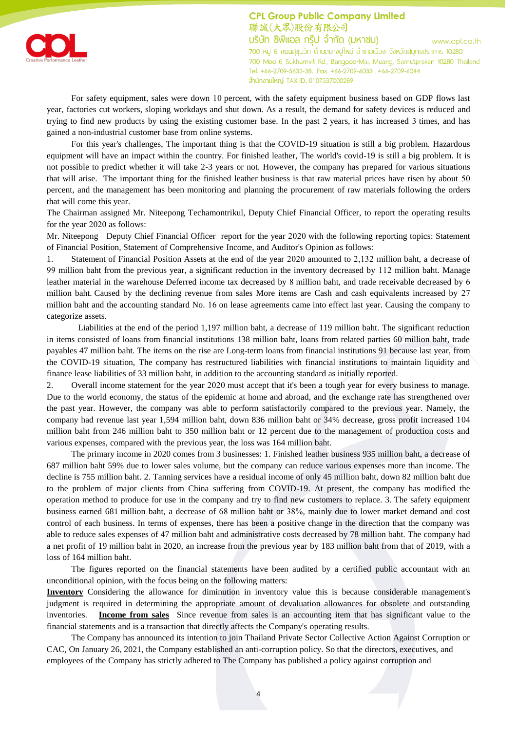For safety equipment, sales were down 10 percent, with the safety equipment business based on GDP flows last year, factories cut workers, sloping workdays and shut down. As a result, the demand for safety devices is reduced and trying to find new products by using the existing customer base. In the past 2 years, it has increased 3 times, and has gained a non-industrial customer base from online systems.

For this year's challenges, The important thing is that the COVID-19 situation is still a big problem. Hazardous equipment will have an impact within the country. For finished leather, The world's covid-19 is still a big problem. It is not possible to predict whether it will take 2-3 years or not. However, the company has prepared for various situations that will arise. The important thing for the finished leather business is that raw material prices have risen by about 50 percent, and the management has been monitoring and planning the procurement of raw materials following the orders that will come this year.

The Chairman assigned Mr. Niteepong Techamontrikul, Deputy Chief Financial Officer, to report the operating results for the year 2020 as follows:

Mr. Niteepong Deputy Chief Financial Officer report for the year 2020 with the following reporting topics: Statement of Financial Position, Statement of Comprehensive Income, and Auditor's Opinion as follows:

1. Statement of Financial Position Assets at the end of the year 2020 amounted to 2,132 million baht, a decrease of 99 million baht from the previous year, a significant reduction in the inventory decreased by 112 million baht. Manage leather material in the warehouse Deferred income tax decreased by 8 million baht, and trade receivable decreased by 6 million baht. Caused by the declining revenue from sales More items are Cash and cash equivalents increased by 27 million baht and the accounting standard No. 16 on lease agreements came into effect last year. Causing the company to categorize assets.

Liabilities at the end of the period 1,197 million baht, a decrease of 119 million baht. The significant reduction in items consisted of loans from financial institutions 138 million baht, loans from related parties 60 million baht, trade payables 47 million baht. The items on the rise are Long-term loans from financial institutions 91 because last year, from the COVID-19 situation, The company has restructured liabilities with financial institutions to maintain liquidity and finance lease liabilities of 33 million baht, in addition to the accounting standard as initially reported.

2. Overall income statement for the year 2020 must accept that it's been a tough year for every business to manage. Due to the world economy, the status of the epidemic at home and abroad, and the exchange rate has strengthened over the past year. However, the company was able to perform satisfactorily compared to the previous year. Namely, the company had revenue last year 1,594 million baht, down 836 million baht or 34% decrease, gross profit increased 104 million baht from 246 million baht to 350 million baht or 12 percent due to the management of production costs and various expenses, compared with the previous year, the loss was 164 million baht.

The primary income in 2020 comes from 3 businesses: 1. Finished leather business 935 million baht, a decrease of 687 million baht 59% due to lower sales volume, but the company can reduce various expenses more than income. The decline is 755 million baht. 2. Tanning services have a residual income of only 45 million baht, down 82 million baht due to the problem of major clients from China suffering from COVID-19. At present, the company has modified the operation method to produce for use in the company and try to find new customers to replace. 3. The safety equipment business earned 681 million baht, a decrease of 68 million baht or 38%, mainly due to lower market demand and cost control of each business. In terms of expenses, there has been a positive change in the direction that the company was able to reduce sales expenses of 47 million baht and administrative costs decreased by 78 million baht. The company had a net profit of 19 million baht in 2020, an increase from the previous year by 183 million baht from that of 2019, with a loss of 164 million baht.

The figures reported on the financial statements have been audited by a certified public accountant with an unconditional opinion, with the focus being on the following matters:

**Inventory** Considering the allowance for diminution in inventory value this is because considerable management's judgment is required in determining the appropriate amount of devaluation allowances for obsolete and outstanding inventories. **Income from sales** Since revenue from sales is an accounting item that has significant value to the financial statements and is a transaction that directly affects the Company's operating results.

The Company has announced its intention to join Thailand Private Sector Collective Action Against Corruption or CAC, On January 26, 2021, the Company established an anti-corruption policy. So that the directors, executives, and employees of the Company has strictly adhered to The Company has published a policy against corruption and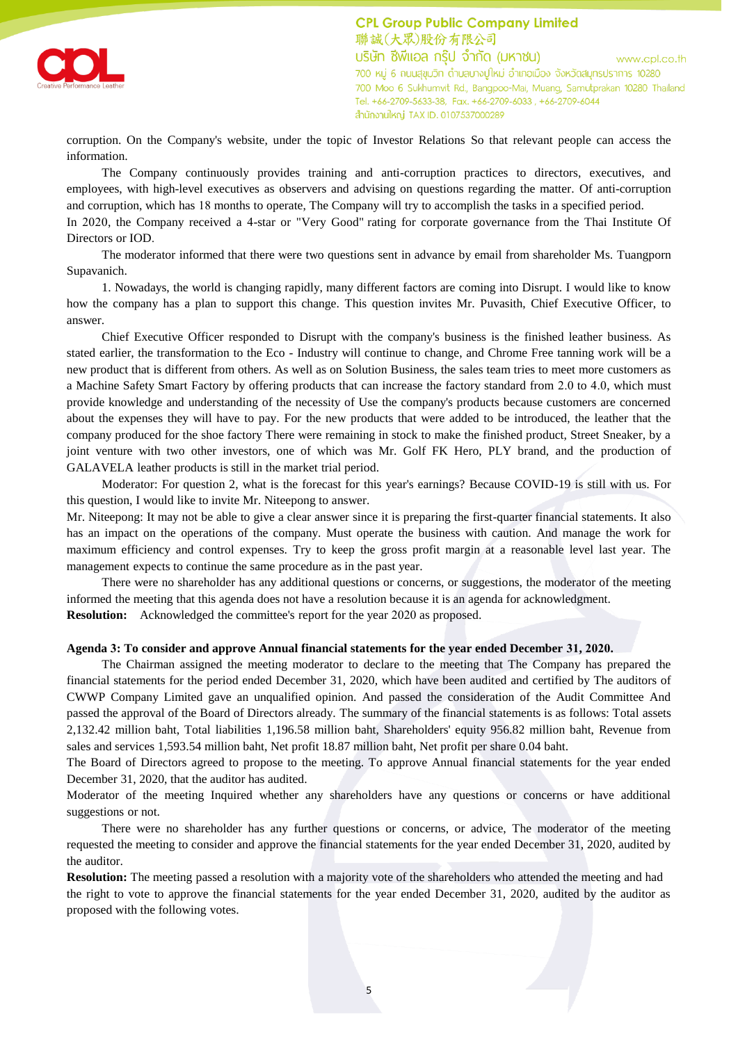corruption. On the Company's website, under the topic of Investor Relations So that relevant people can access the information.

The Company continuously provides training and anti-corruption practices to directors, executives, and employees, with high-level executives as observers and advising on questions regarding the matter. Of anti-corruption and corruption, which has 18 months to operate, The Company will try to accomplish the tasks in a specified period.

In 2020, the Company received a 4-star or "Very Good" rating for corporate governance from the Thai Institute Of Directors or IOD.

The moderator informed that there were two questions sent in advance by email from shareholder Ms. Tuangporn Supavanich.

1. Nowadays, the world is changing rapidly, many different factors are coming into Disrupt. I would like to know how the company has a plan to support this change. This question invites Mr. Puvasith, Chief Executive Officer, to answer.

Chief Executive Officer responded to Disrupt with the company's business is the finished leather business. As stated earlier, the transformation to the Eco - Industry will continue to change, and Chrome Free tanning work will be a new product that is different from others. As well as on Solution Business, the sales team tries to meet more customers as a Machine Safety Smart Factory by offering products that can increase the factory standard from 2.0 to 4.0, which must provide knowledge and understanding of the necessity of Use the company's products because customers are concerned about the expenses they will have to pay. For the new products that were added to be introduced, the leather that the company produced for the shoe factory There were remaining in stock to make the finished product, Street Sneaker, by a joint venture with two other investors, one of which was Mr. Golf FK Hero, PLY brand, and the production of GALAVELA leather products is still in the market trial period.

Moderator: For question 2, what is the forecast for this year's earnings? Because COVID-19 is still with us. For this question, I would like to invite Mr. Niteepong to answer.

Mr. Niteepong: It may not be able to give a clear answer since it is preparing the first-quarter financial statements. It also has an impact on the operations of the company. Must operate the business with caution. And manage the work for maximum efficiency and control expenses. Try to keep the gross profit margin at a reasonable level last year. The management expects to continue the same procedure as in the past year.

There were no shareholder has any additional questions or concerns, or suggestions, the moderator of the meeting informed the meeting that this agenda does not have a resolution because it is an agenda for acknowledgment.

**Resolution:** Acknowledged the committee's report for the year 2020 as proposed.

**Agenda 3: To consider and approve Annual financial statements for the year ended December 31, 2020.**

The Chairman assigned the meeting moderator to declare to the meeting that The Company has prepared the financial statements for the period ended December 31, 2020, which have been audited and certified by The auditors of CWWP Company Limited gave an unqualified opinion. And passed the consideration of the Audit Committee And passed the approval of the Board of Directors already. The summary of the financial statements is as follows: Total assets 2,132.42 million baht, Total liabilities 1,196.58 million baht, Shareholders' equity 956.82 million baht, Revenue from sales and services 1,593.54 million baht, Net profit 18.87 million baht, Net profit per share 0.04 baht.

The Board of Directors agreed to propose to the meeting. To approve Annual financial statements for the year ended December 31, 2020, that the auditor has audited.

Moderator of the meeting Inquired whether any shareholders have any questions or concerns or have additional suggestions or not.

There were no shareholder has any further questions or concerns, or advice, The moderator of the meeting requested the meeting to consider and approve the financial statements for the year ended December 31, 2020, audited by the auditor.

**Resolution:** The meeting passed a resolution with a majority vote of the shareholders who attended the meeting and had the right to vote to approve the financial statements for the year ended December 31, 2020, audited by the auditor as proposed with the following votes.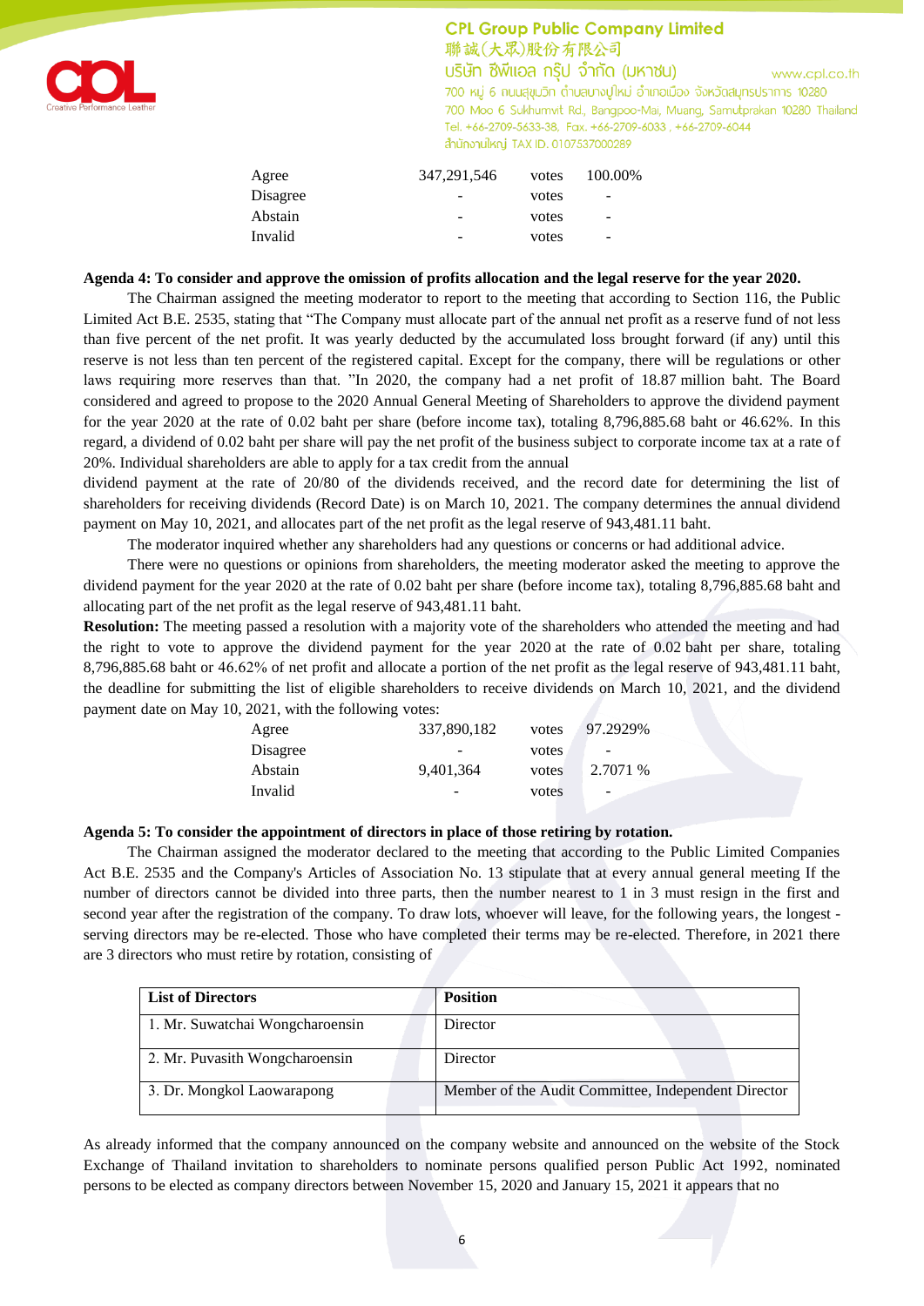| Agree | 347,291,546 | votes | 100.00% |
|---|---|---|---|
| Disagree | - | votes | - |
| Abstain | - | votes | - |
| Invalid | - | votes | - |

**Agenda 4: To consider and approve the omission of profits allocation and the legal reserve for the year 2020.**

The Chairman assigned the meeting moderator to report to the meeting that according to Section 116, the Public Limited Act B.E. 2535, stating that "The Company must allocate part of the annual net profit as a reserve fund of not less than five percent of the net profit. It was yearly deducted by the accumulated loss brought forward (if any) until this reserve is not less than ten percent of the registered capital. Except for the company, there will be regulations or other laws requiring more reserves than that. "In 2020, the company had a net profit of 18.87 million baht. The Board considered and agreed to propose to the 2020 Annual General Meeting of Shareholders to approve the dividend payment for the year 2020 at the rate of 0.02 baht per share (before income tax), totaling 8,796,885.68 baht or 46.62%. In this regard, a dividend of 0.02 baht per share will pay the net profit of the business subject to corporate income tax at a rate of 20%. Individual shareholders are able to apply for a tax credit from the annual dividend payment at the rate of 20/80 of the dividends received, and the record date for determining the list of shareholders for receiving dividends (Record Date) is on March 10, 2021. The company determines the annual dividend payment on May 10, 2021, and allocates part of the net profit as the legal reserve of 943,481.11 baht.

The moderator inquired whether any shareholders had any questions or concerns or had additional advice.

There were no questions or opinions from shareholders, the meeting moderator asked the meeting to approve the dividend payment for the year 2020 at the rate of 0.02 baht per share (before income tax), totaling 8,796,885.68 baht and allocating part of the net profit as the legal reserve of 943,481.11 baht.

**Resolution:** The meeting passed a resolution with a majority vote of the shareholders who attended the meeting and had the right to vote to approve the dividend payment for the year 2020 at the rate of 0.02 baht per share, totaling 8,796,885.68 baht or 46.62% of net profit and allocate a portion of the net profit as the legal reserve of 943,481.11 baht, the deadline for submitting the list of eligible shareholders to receive dividends on March 10, 2021, and the dividend payment date on May 10, 2021, with the following votes:

| Agree | 337,890,182 | votes | 97.2929% |
|---|---|---|---|
| Disagree | - | votes | - |
| Abstain | 9,401,364 | votes | 2.7071 % |
| Invalid | - | votes | - |

**Agenda 5: To consider the appointment of directors in place of those retiring by rotation.**

The Chairman assigned the moderator declared to the meeting that according to the Public Limited Companies Act B.E. 2535 and the Company's Articles of Association No. 13 stipulate that at every annual general meeting If the number of directors cannot be divided into three parts, then the number nearest to 1 in 3 must resign in the first and second year after the registration of the company. To draw lots, whoever will leave, for the following years, the longest - serving directors may be re-elected. Those who have completed their terms may be re-elected. Therefore, in 2021 there are 3 directors who must retire by rotation, consisting of

| List of Directors | Position |
|---|---|
| 1. Mr. Suwatchai Wongcharoensin | Director |
| 2. Mr. Puvasith Wongcharoensin | Director |
| 3. Dr. Mongkol Laowarapong | Member of the Audit Committee, Independent Director |

As already informed that the company announced on the company website and announced on the website of the Stock Exchange of Thailand invitation to shareholders to nominate persons qualified person Public Act 1992, nominated persons to be elected as company directors between November 15, 2020 and January 15, 2021 it appears that no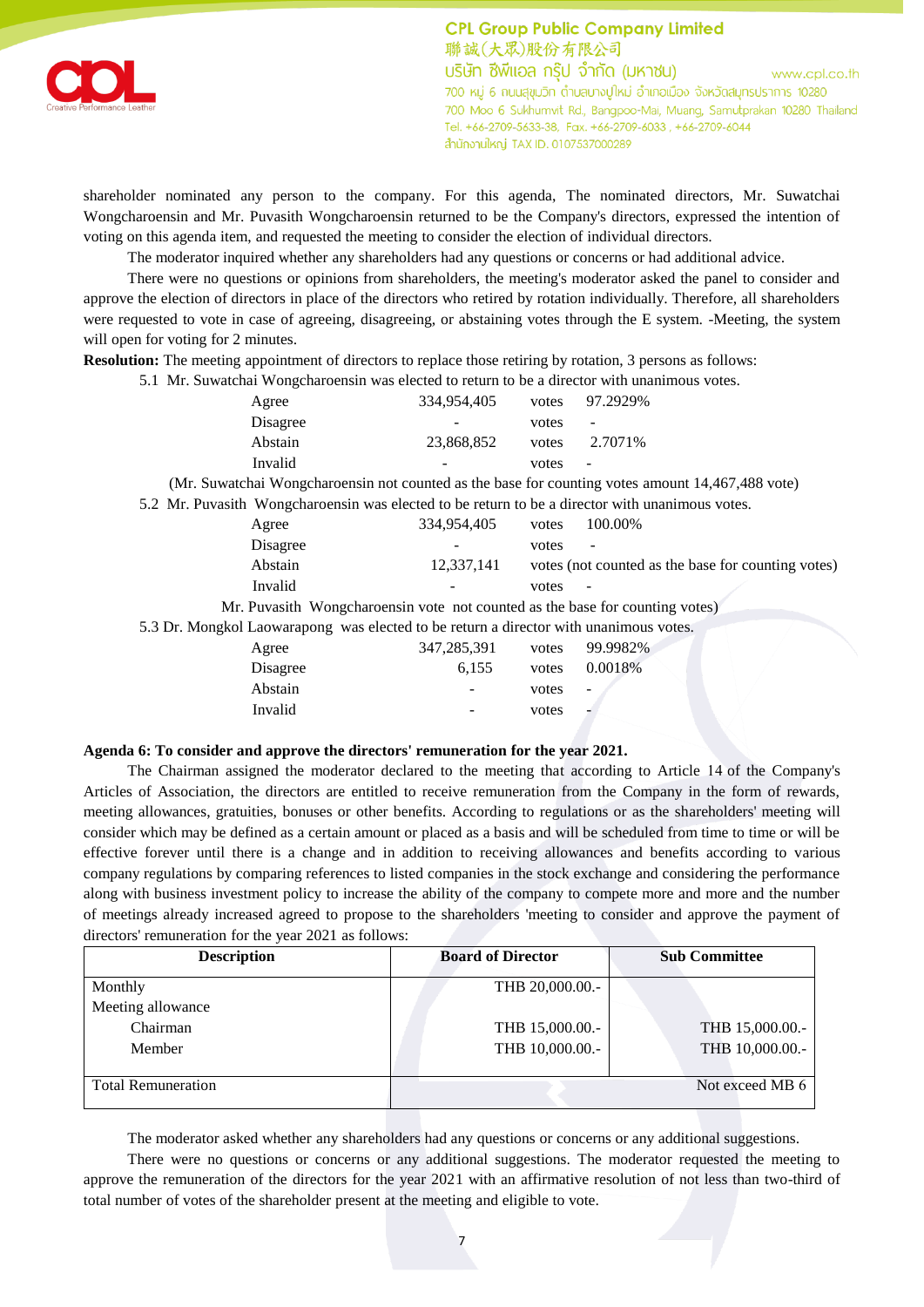shareholder nominated any person to the company. For this agenda, The nominated directors, Mr. Suwatchai Wongcharoensin and Mr. Puvasith Wongcharoensin returned to be the Company's directors, expressed the intention of voting on this agenda item, and requested the meeting to consider the election of individual directors.

The moderator inquired whether any shareholders had any questions or concerns or had additional advice.

There were no questions or opinions from shareholders, the meeting's moderator asked the panel to consider and approve the election of directors in place of the directors who retired by rotation individually. Therefore, all shareholders were requested to vote in case of agreeing, disagreeing, or abstaining votes through the E system. -Meeting, the system will open for voting for 2 minutes.

**Resolution:** The meeting appointment of directors to replace those retiring by rotation, 3 persons as follows:

5.1 Mr. Suwatchai Wongcharoensin was elected to return to be a director with unanimous votes.

| | | | |
|---|---|---|---|
| Agree | 334,954,405 | votes | 97.2929% |
| Disagree | - | votes | - |
| Abstain | 23,868,852 | votes | 2.7071% |
| Invalid | - | votes | - |

(Mr. Suwatchai Wongcharoensin not counted as the base for counting votes amount 14,467,488 vote)

5.2 Mr. Puvasith Wongcharoensin was elected to be return to be a director with unanimous votes.

| | | | |
|---|---|---|---|
| Agree | 334,954,405 | votes | 100.00% |
| Disagree | - | votes | - |
| Abstain | 12,337,141 | votes (not counted as the base for counting votes) | |
| Invalid | - | votes | - |

Mr. Puvasith Wongcharoensin vote not counted as the base for counting votes)

5.3 Dr. Mongkol Laowarapong was elected to be return a director with unanimous votes.

| | | | |
|---|---|---|---|
| Agree | 347,285,391 | votes | 99.9982% |
| Disagree | 6,155 | votes | 0.0018% |
| Abstain | - | votes | - |
| Invalid | - | votes | - |

**Agenda 6: To consider and approve the directors' remuneration for the year 2021.**

The Chairman assigned the moderator declared to the meeting that according to Article 14 of the Company's Articles of Association, the directors are entitled to receive remuneration from the Company in the form of rewards, meeting allowances, gratuities, bonuses or other benefits. According to regulations or as the shareholders' meeting will consider which may be defined as a certain amount or placed as a basis and will be scheduled from time to time or will be effective forever until there is a change and in addition to receiving allowances and benefits according to various company regulations by comparing references to listed companies in the stock exchange and considering the performance along with business investment policy to increase the ability of the company to compete more and more and the number of meetings already increased agreed to propose to the shareholders 'meeting to consider and approve the payment of directors' remuneration for the year 2021 as follows:

| Description | Board of Director | Sub Committee |
|---|---|---|
| Monthly | THB 20,000.00.- | |
| Meeting allowance | | |
| Chairman | THB 15,000.00.- | THB 15,000.00.- |
| Member | THB 10,000.00.- | THB 10,000.00.- |
| Total Remuneration | Not exceed MB 6 | |

The moderator asked whether any shareholders had any questions or concerns or any additional suggestions.

There were no questions or concerns or any additional suggestions. The moderator requested the meeting to approve the remuneration of the directors for the year 2021 with an affirmative resolution of not less than two-third of total number of votes of the shareholder present at the meeting and eligible to vote.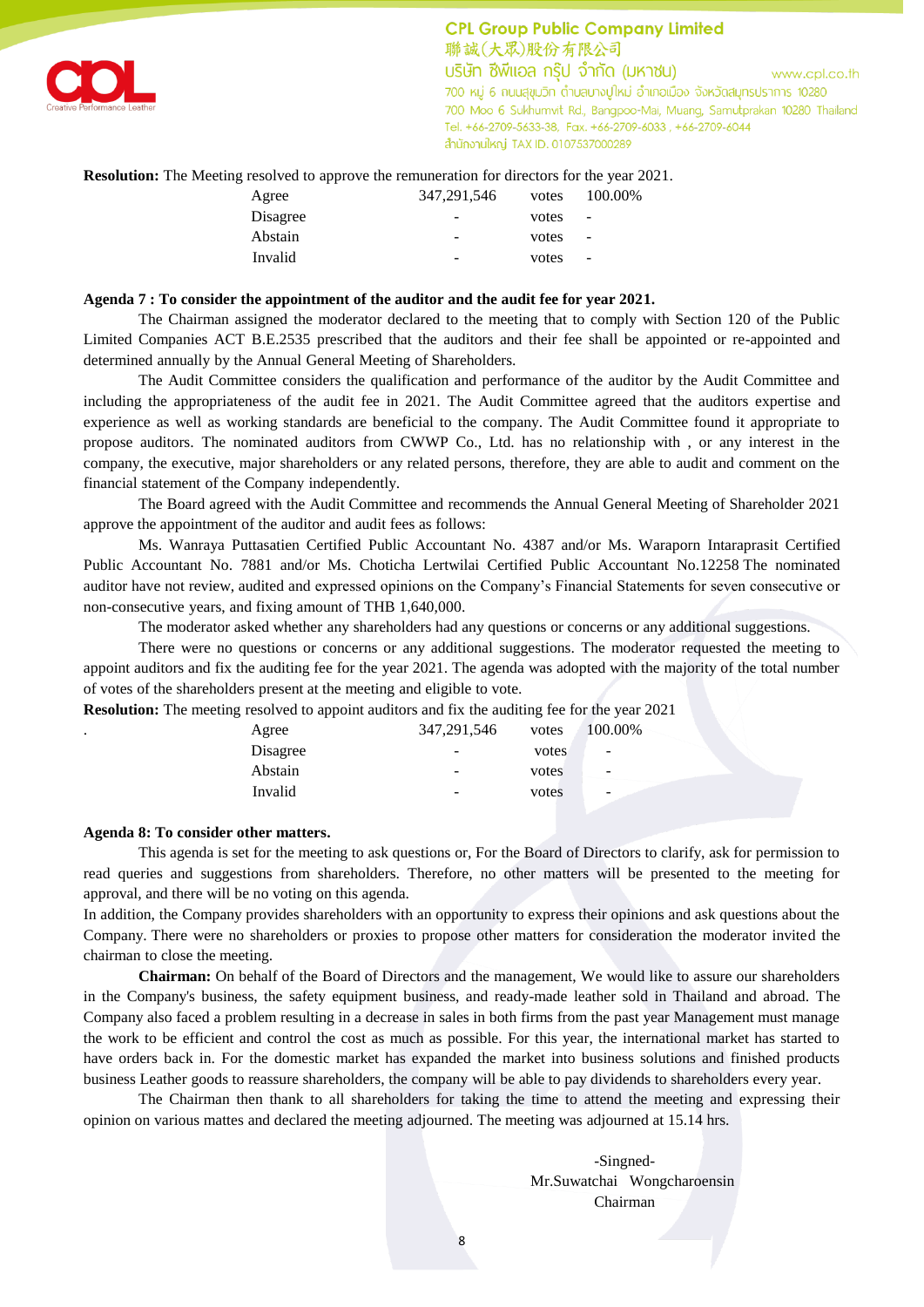**Resolution:** The Meeting resolved to approve the remuneration for directors for the year 2021.

| | | | |
|---|---|---|---|
| Agree | 347,291,546 | votes | 100.00% |
| Disagree | - | votes | - |
| Abstain | - | votes | - |
| Invalid | - | votes | - |

**Agenda 7 : To consider the appointment of the auditor and the audit fee for year 2021.**

The Chairman assigned the moderator declared to the meeting that to comply with Section 120 of the Public Limited Companies ACT B.E.2535 prescribed that the auditors and their fee shall be appointed or re-appointed and determined annually by the Annual General Meeting of Shareholders.

The Audit Committee considers the qualification and performance of the auditor by the Audit Committee and including the appropriateness of the audit fee in 2021. The Audit Committee agreed that the auditors expertise and experience as well as working standards are beneficial to the company. The Audit Committee found it appropriate to propose auditors. The nominated auditors from CWWP Co., Ltd. has no relationship with , or any interest in the company, the executive, major shareholders or any related persons, therefore, they are able to audit and comment on the financial statement of the Company independently.

The Board agreed with the Audit Committee and recommends the Annual General Meeting of Shareholder 2021 approve the appointment of the auditor and audit fees as follows:

Ms. Wanraya Puttasatien Certified Public Accountant No. 4387 and/or Ms. Waraporn Intaraprasit Certified Public Accountant No. 7881 and/or Ms. Choticha Lertwilai Certified Public Accountant No.12258 The nominated auditor have not review, audited and expressed opinions on the Company's Financial Statements for seven consecutive or non-consecutive years, and fixing amount of THB 1,640,000.

The moderator asked whether any shareholders had any questions or concerns or any additional suggestions.

There were no questions or concerns or any additional suggestions. The moderator requested the meeting to appoint auditors and fix the auditing fee for the year 2021. The agenda was adopted with the majority of the total number of votes of the shareholders present at the meeting and eligible to vote.

**Resolution:** The meeting resolved to appoint auditors and fix the auditing fee for the year 2021

| | | | |
|---|---|---|---|
| Agree | 347,291,546 | votes | 100.00% |
| Disagree | - | votes | - |
| Abstain | - | votes | - |
| Invalid | - | votes | - |

**Agenda 8: To consider other matters.**

This agenda is set for the meeting to ask questions or, For the Board of Directors to clarify, ask for permission to read queries and suggestions from shareholders. Therefore, no other matters will be presented to the meeting for approval, and there will be no voting on this agenda.

In addition, the Company provides shareholders with an opportunity to express their opinions and ask questions about the Company. There were no shareholders or proxies to propose other matters for consideration the moderator invited the chairman to close the meeting.

**Chairman:** On behalf of the Board of Directors and the management, We would like to assure our shareholders in the Company's business, the safety equipment business, and ready-made leather sold in Thailand and abroad. The Company also faced a problem resulting in a decrease in sales in both firms from the past year Management must manage the work to be efficient and control the cost as much as possible. For this year, the international market has started to have orders back in. For the domestic market has expanded the market into business solutions and finished products business Leather goods to reassure shareholders, the company will be able to pay dividends to shareholders every year.

The Chairman then thank to all shareholders for taking the time to attend the meeting and expressing their opinion on various mattes and declared the meeting adjourned. The meeting was adjourned at 15.14 hrs.

-Singned-

Mr.Suwatchai Wongcharoensin

Chairman